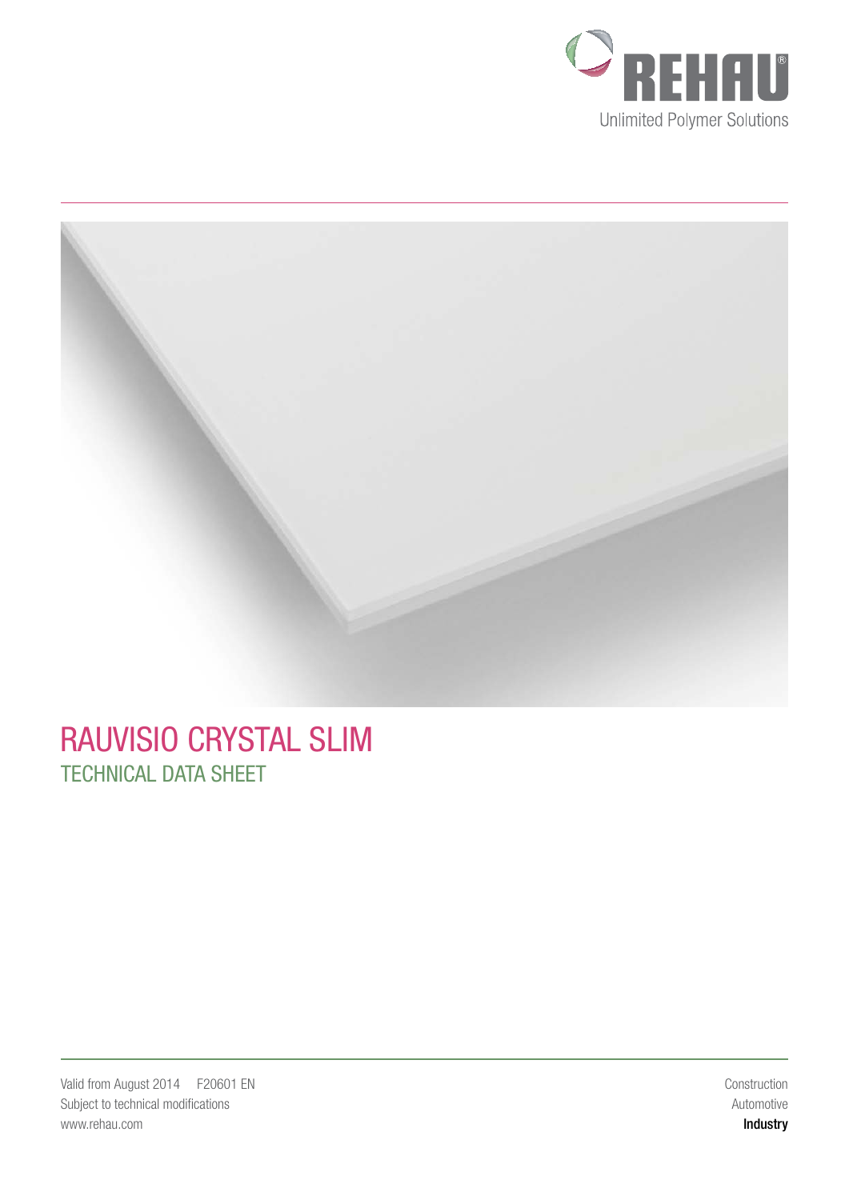REHAU

Unlimited Polymer Solutions

# RAUVISIO CRYSTAL SLIM

## TECHNICAL DATA SHEET

Valid from August 2014 F20601 EN
Subject to technical modifications
www.rehau.com

Construction
Automotive
**Industry**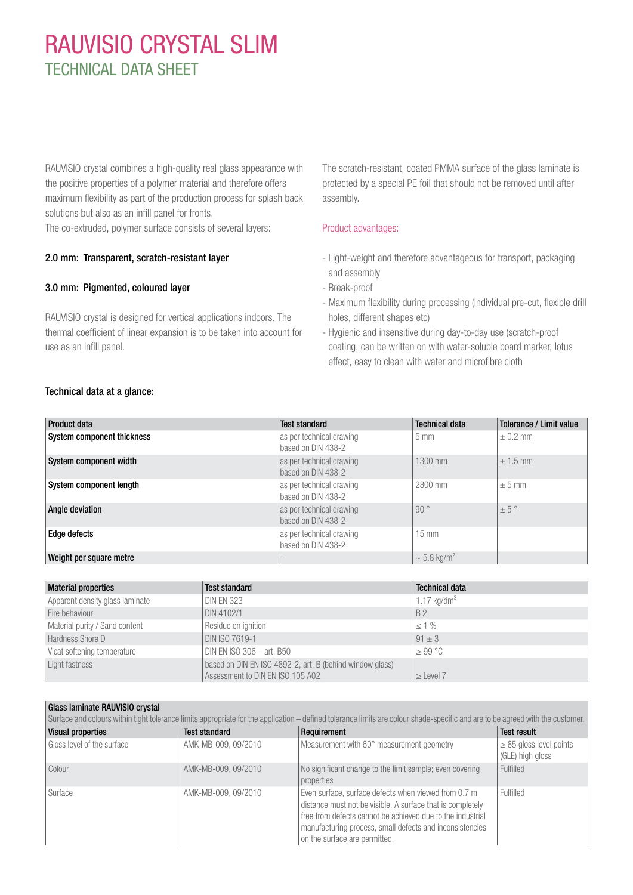# RAUVISIO CRYSTAL SLIM

## TECHNICAL DATA SHEET

RAUVISIO crystal combines a high-quality real glass appearance with the positive properties of a polymer material and therefore offers maximum flexibility as part of the production process for splash back solutions but also as an infill panel for fronts.
The co-extruded, polymer surface consists of several layers:

**2.0 mm: Transparent, scratch-resistant layer**

**3.0 mm: Pigmented, coloured layer**

RAUVISIO crystal is designed for vertical applications indoors. The thermal coefficient of linear expansion is to be taken into account for use as an infill panel.

The scratch-resistant, coated PMMA surface of the glass laminate is protected by a special PE foil that should not be removed until after assembly.

Product advantages:

- Light-weight and therefore advantageous for transport, packaging and assembly
- Break-proof
- Maximum flexibility during processing (individual pre-cut, flexible drill holes, different shapes etc)
- Hygienic and insensitive during day-to-day use (scratch-proof coating, can be written on with water-soluble board marker, lotus effect, easy to clean with water and microfibre cloth

**Technical data at a glance:**

| Product data | Test standard | Technical data | Tolerance / Limit value |
|---|---|---|---|
| **System component thickness** | as per technical drawing based on DIN 438-2 | 5 mm | ± 0.2 mm |
| **System component width** | as per technical drawing based on DIN 438-2 | 1300 mm | ± 1.5 mm |
| **System component length** | as per technical drawing based on DIN 438-2 | 2800 mm | ± 5 mm |
| **Angle deviation** | as per technical drawing based on DIN 438-2 | 90 ° | ± 5 ° |
| **Edge defects** | as per technical drawing based on DIN 438-2 | 15 mm | |
| **Weight per square metre** | – | ~ 5.8 kg/m$^2$ | |

| Material properties | Test standard | Technical data |
|---|---|---|
| Apparent density glass laminate | DIN EN 323 | 1.17 kg/dm$^3$ |
| Fire behaviour | DIN 4102/1 | B 2 |
| Material purity / Sand content | Residue on ignition | ≤ 1 % |
| Hardness Shore D | DIN ISO 7619-1 | 91 ± 3 |
| Vicat softening temperature | DIN EN ISO 306 – art. B50 | ≥ 99 °C |
| Light fastness | based on DIN EN ISO 4892-2, art. B (behind window glass) Assessment to DIN EN ISO 105 A02 | ≥ Level 7 |

**Glass laminate RAUVISIO crystal**

Surface and colours within tight tolerance limits appropriate for the application – defined tolerance limits are colour shade-specific and are to be agreed with the customer.

| Visual properties | Test standard | Requirement | Test result |
|---|---|---|---|
| Gloss level of the surface | AMK-MB-009, 09/2010 | Measurement with 60° measurement geometry | ≥ 85 gloss level points (GLE) high gloss |
| Colour | AMK-MB-009, 09/2010 | No significant change to the limit sample; even covering properties | Fulfilled |
| Surface | AMK-MB-009, 09/2010 | Even surface, surface defects when viewed from 0.7 m distance must not be visible. A surface that is completely free from defects cannot be achieved due to the industrial manufacturing process, small defects and inconsistencies on the surface are permitted. | Fulfilled |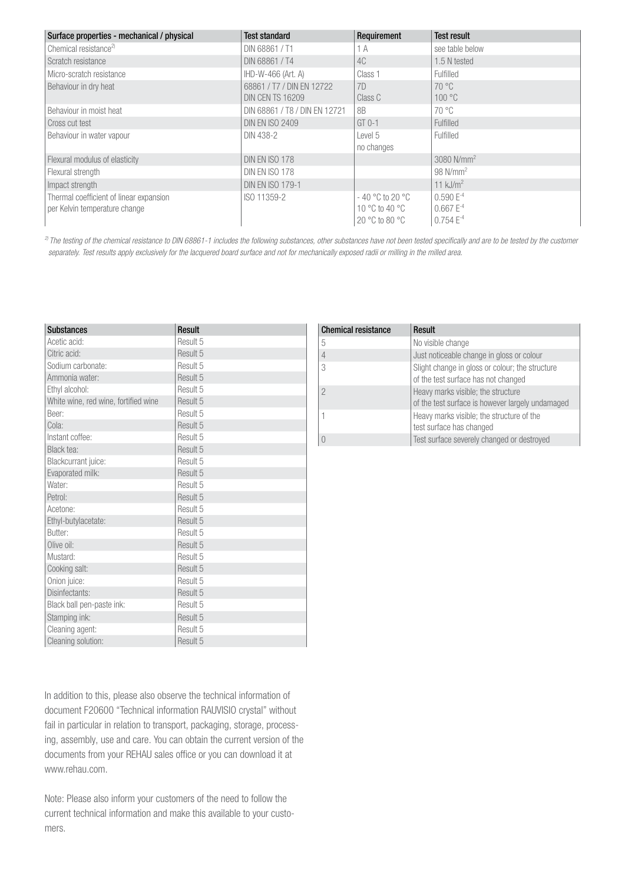| Surface properties - mechanical / physical | Test standard | Requirement | Test result |
|---|---|---|---|
| Chemical resistance[2)] | DIN 68861 / T1 | 1 A | see table below |
| Scratch resistance | DIN 68861 / T4 | 4C | 1.5 N tested |
| Micro-scratch resistance | IHD-W-466 (Art. A) | Class 1 | Fulfilled |
| Behaviour in dry heat | 68861 / T7 / DIN EN 12722<br>DIN CEN TS 16209 | 7D<br>Class C | 70 °C<br>100 °C |
| Behaviour in moist heat | DIN 68861 / T8 / DIN EN 12721 | 8B | 70 °C |
| Cross cut test | DIN EN ISO 2409 | GT 0-1 | Fulfilled |
| Behaviour in water vapour | DIN 438-2 | Level 5<br>no changes | Fulfilled |
| Flexural modulus of elasticity | DIN EN ISO 178 | | 3080 N/mm$^2$ |
| Flexural strength | DIN EN ISO 178 | | 98 N/mm$^2$ |
| Impact strength | DIN EN ISO 179-1 | | 11 kJ/m$^2$ |
| Thermal coefficient of linear expansion per Kelvin temperature change | ISO 11359-2 | - 40 °C to 20 °C<br>10 °C to 40 °C<br>20 °C to 80 °C | 0.590 E$^{-4}$<br>0.667 E$^{-4}$<br>0.754 E$^{-4}$ |

*[2)] The testing of the chemical resistance to DIN 68861-1 includes the following substances, other substances have not been tested specifically and are to be tested by the customer separately. Test results apply exclusively for the lacquered board surface and not for mechanically exposed radii or milling in the milled area.*

| Substances | Result |
|---|---|
| Acetic acid: | Result 5 |
| Citric acid: | Result 5 |
| Sodium carbonate: | Result 5 |
| Ammonia water: | Result 5 |
| Ethyl alcohol: | Result 5 |
| White wine, red wine, fortified wine | Result 5 |
| Beer: | Result 5 |
| Cola: | Result 5 |
| Instant coffee: | Result 5 |
| Black tea: | Result 5 |
| Blackcurrant juice: | Result 5 |
| Evaporated milk: | Result 5 |
| Water: | Result 5 |
| Petrol: | Result 5 |
| Acetone: | Result 5 |
| Ethyl-butylacetate: | Result 5 |
| Butter: | Result 5 |
| Olive oil: | Result 5 |
| Mustard: | Result 5 |
| Cooking salt: | Result 5 |
| Onion juice: | Result 5 |
| Disinfectants: | Result 5 |
| Black ball pen-paste ink: | Result 5 |
| Stamping ink: | Result 5 |
| Cleaning agent: | Result 5 |
| Cleaning solution: | Result 5 |

| Chemical resistance | Result |
|---|---|
| 5 | No visible change |
| 4 | Just noticeable change in gloss or colour |
| 3 | Slight change in gloss or colour; the structure of the test surface has not changed |
| 2 | Heavy marks visible; the structure of the test surface is however largely undamaged |
| 1 | Heavy marks visible; the structure of the test surface has changed |
| 0 | Test surface severely changed or destroyed |

In addition to this, please also observe the technical information of document F20600 "Technical information RAUVISIO crystal" without fail in particular in relation to transport, packaging, storage, processing, assembly, use and care. You can obtain the current version of the documents from your REHAU sales office or you can download it at www.rehau.com.

Note: Please also inform your customers of the need to follow the current technical information and make this available to your customers.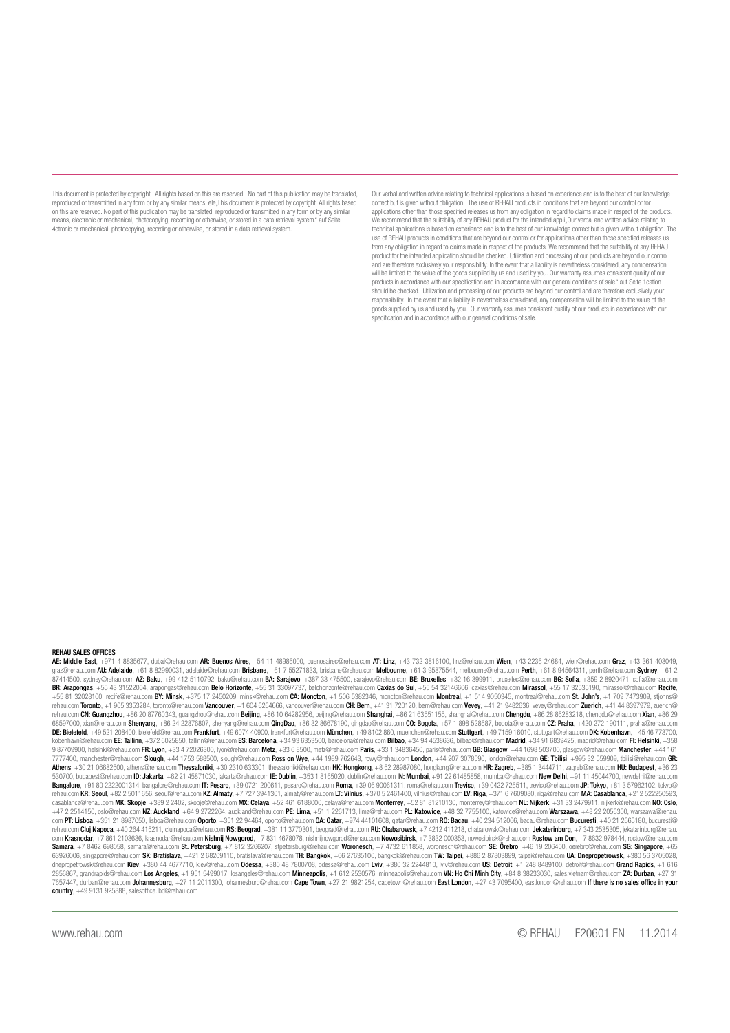This document is protected by copyright. All rights based on this are reserved. No part of this publication may be translated, reproduced or transmitted in any form or by any similar means, ele„This document is protected by copyright. All rights based on this are reserved. No part of this publication may be translated, reproduced or transmitted in any form or by any similar means, electronic or mechanical, photocopying, recording or otherwise, or stored in a data retrieval system." auf Seite 4ctronic or mechanical, photocopying, recording or otherwise, or stored in a data retrieval system.

Our verbal and written advice relating to technical applications is based on experience and is to the best of our knowledge correct but is given without obligation. The use of REHAU products in conditions that are beyond our control or for applications other than those specified releases us from any obligation in regard to claims made in respect of the products. We recommend that the suitability of any REHAU product for the intended appli„Our verbal and written advice relating to technical applications is based on experience and is to the best of our knowledge correct but is given without obligation. The use of REHAU products in conditions that are beyond our control or for applications other than those specified releases us from any obligation in regard to claims made in respect of the products. We recommend that the suitability of any REHAU product for the intended application should be checked. Utilization and processing of our products are beyond our control and are therefore exclusively your responsibility. In the event that a liability is nevertheless considered, any compensation will be limited to the value of the goods supplied by us and used by you. Our warranty assumes consistent quality of our products in accordance with our specification and in accordance with our general conditions of sale." auf Seite 1cation should be checked. Utilization and processing of our products are beyond our control and are therefore exclusively your responsibility. In the event that a liability is nevertheless considered, any compensation will be limited to the value of the goods supplied by us and used by you. Our warranty assumes consistent quality of our products in accordance with our specification and in accordance with our general conditions of sale.

**REHAU SALES OFFICES**

**AE: Middle East**, +971 4 8835677, dubai@rehau.com **AR: Buenos Aires**, +54 11 48986000, buenosaires@rehau.com **AT: Linz**, +43 732 3816100, linz@rehau.com **Wien**, +43 2236 24684, wien@rehau.com **Graz**, +43 361 403049, graz@rehau.com **AU: Adelaide**, +61 8 82990031, adelaide@rehau.com **Brisbane**, +61 7 55271833, brisbane@rehau.com **Melbourne**, +61 3 95875544, melbourne@rehau.com **Perth**, +61 8 94564311, perth@rehau.com **Sydney**, +61 2 87414500, sydney@rehau.com **AZ: Baku**, +99 412 5110792, baku@rehau.com **BA: Sarajevo**, +387 33 475500, sarajevo@rehau.com **BE: Bruxelles**, +32 16 399911, bruxelles@rehau.com **BG: Sofia**, +359 2 8920471, sofia@rehau.com **BR: Arapongas**, +55 43 31522004, arapongas@rehau.com **Belo Horizonte**, +55 31 33097737, belohorizonte@rehau.com **Caxias do Sul**, +55 54 32146606, caxias@rehau.com **Mirassol**, +55 17 32535190, mirassol@rehau.com **Recife**, +55 81 32028100, recife@rehau.com **BY: Minsk**, +375 17 2450209, minsk@rehau.com **CA: Moncton**, +1 506 5382346, moncton@rehau.com **Montreal**, +1 514 9050345, montreal@rehau.com **St. John's**, +1 709 7473909, stjohns@rehau.com **Toronto**, +1 905 3353284, toronto@rehau.com **Vancouver**, +1 604 6264666, vancouver@rehau.com **CH: Bern**, +41 31 720120, bern@rehau.com **Vevey**, +41 21 9482636, vevey@rehau.com **Zuerich**, +41 44 8397979, zuerich@rehau.com **CN: Guangzhou**, +86 20 87760343, guangzhou@rehau.com **Beijing**, +86 10 64282956, beijing@rehau.com **Shanghai**, +86 21 63551155, shanghai@rehau.com **Chengdu**, +86 28 86283218, chengdu@rehau.com **Xian**, +86 29 68597000, xian@rehau.com **Shenyang**, +86 24 22876807, shenyang@rehau.com **QingDao**, +86 32 86678190, qingdao@rehau.com **CO: Bogota**, +57 1 898 528687, bogota@rehau.com **CZ: Praha**, +420 272 190111, praha@rehau.com **DE: Bielefeld**, +49 521 208400, bielefeld@rehau.com **Frankfurt**, +49 6074 40900, frankfurt@rehau.com **München**, +49 8102 860, muenchen@rehau.com **Stuttgart**, +49 7159 16010, stuttgart@rehau.com **DK: København**, +45 46 773700, kobenhavn@rehau.com **EE: Tallinn**, +372 6025850, tallinn@rehau.com **ES: Barcelona**, +34 93 6353500, barcelona@rehau.com **Bilbao**, +34 94 4538636, bilbao@rehau.com **Madrid**, +34 91 6839425, madrid@rehau.com **FI: Helsinki**, +358 9 87709900, helsinki@rehau.com **FR: Lyon**, +33 4 72026300, lyon@rehau.com **Metz**, +33 6 8500, metz@rehau.com **Paris**, +33 1 34836450, paris@rehau.com **GB: Glasgow**, +44 1698 503700, glasgow@rehau.com **Manchester**, +44 161 7777400, manchester@rehau.com **Slough**, +44 1753 588500, slough@rehau.com **Ross on Wye**, +44 1989 762643, rowy@rehau.com **London**, +44 207 3078590, london@rehau.com **GE: Tbilisi**, +995 32 559909, tbilisi@rehau.com **GR: Athens**, +30 21 06682500, athens@rehau.com **Thessaloniki**, +30 2310 633301, thessaloniki@rehau.com **HK: Hongkong**, +8 52 28987080, hongkong@rehau.com **HR: Zagreb**, +385 1 3444711, zagreb@rehau.com **HU: Budapest**, +36 23 530700, budapest@rehau.com **ID: Jakarta**, +62 21 45871030, jakarta@rehau.com **IE: Dublin**, +353 1 8165020, dublin@rehau.com **IN: Mumbai**, +91 22 61485858, mumbai@rehau.com **New Delhi**, +91 11 45044700, newdelhi@rehau.com **Bangalore**, +91 80 2222001314, bangalore@rehau.com **IT: Pesaro**, +39 0721 200611, pesaro@rehau.com **Roma**, +39 06 90061311, roma@rehau.com **Treviso**, +39 0422 726511, treviso@rehau.com **JP: Tokyo**, +81 3 57962102, tokyo@rehau.com **KR: Seoul**, +82 2 5011656, seoul@rehau.com **KZ: Almaty**, +7 727 3941301, almaty@rehau.com **LT: Vilnius**, +370 5 2461400, vilnius@rehau.com **LV: Riga**, +371 6 7609080, riga@rehau.com **MA: Casablanca**, +212 522250593, casablanca@rehau.com **MK: Skopje**, +389 2 2402, skopje@rehau.com **MX: Celaya**, +52 461 6188000, celaya@rehau.com **Monterrey**, +52 81 81210130, monterrey@rehau.com **NL: Nijkerk**, +31 33 2479911, nijkerk@rehau.com **NO: Oslo**, +47 2 2514150, oslo@rehau.com **NZ: Auckland**, +64 9 2722264, auckland@rehau.com **PE: Lima**, +51 1 2261713, lima@rehau.com **PL: Katowice**, +48 32 7755100, katowice@rehau.com **Warszawa**, +48 22 2056300, warszawa@rehau.com **PT: Lisboa**, +351 21 8987050, lisboa@rehau.com **Oporto**, +351 22 94464, oporto@rehau.com **QA: Qatar**, +974 44101608, qatar@rehau.com **RO: Bacau**, +40 234 512066, bacau@rehau.com **Bucuresti**, +40 21 2665180, bucuresti@rehau.com **Cluj Napoca**, +40 264 415211, clujnapoca@rehau.com **RS: Beograd**, +381 11 3770301, beograd@rehau.com **RU: Chabarowsk**, +7 4212 411218, chabarowsk@rehau.com **Jekaterinburg**, +7 343 2535305, jekaterinburg@rehau.com **Krasnodar**, +7 861 2103636, krasnodar@rehau.com **Nishnij Nowgorod**, +7 831 4678078, nishnijnowgorod@rehau.com **Nowosibirsk**, +7 3832 000353, nowosibirsk@rehau.com **Rostow am Don**, +7 8632 978444, rostow@rehau.com **Samara**, +7 8462 698058, samara@rehau.com **St. Petersburg**, +7 812 3266207, stpetersburg@rehau.com **Woronesch**, +7 4732 611858, woronesch@rehau.com **SE: Örebro**, +46 19 206400, oerebro@rehau.com **SG: Singapore**, +65 63926006, singapore@rehau.com **SK: Bratislava**, +421 2 68209110, bratislava@rehau.com **TH: Bangkok**, +66 27635100, bangkok@rehau.com **TW: Taipei**, +886 2 87803899, taipei@rehau.com **UA: Dnepropetrowsk**, +380 56 3705028, dnepropetrowsk@rehau.com **Kiev**, +380 44 4677710, kiev@rehau.com **Odessa**, +380 48 7800708, odessa@rehau.com **Lviv**, +380 32 2244810, lviv@rehau.com **US: Detroit**, +1 248 8489100, detroit@rehau.com **Grand Rapids**, +1 616 2856867, grandrapids@rehau.com **Los Angeles**, +1 951 5499017, losangeles@rehau.com **Minneapolis**, +1 612 2530576, minneapolis@rehau.com **VN: Ho Chi Minh City**, +84 8 38233030, sales.vietnam@rehau.com **ZA: Durban**, +27 31 7657447, durban@rehau.com **Johannesburg**, +27 11 2011300, johannesburg@rehau.com **Cape Town**, +27 21 9821254, capetown@rehau.com **East London**, +27 43 7095400, eastlondon@rehau.com **If there is no sales office in your country**, +49 9131 925888, salesoffice.lbd@rehau.com

www.rehau.com

© REHAU F20601 EN 11.2014